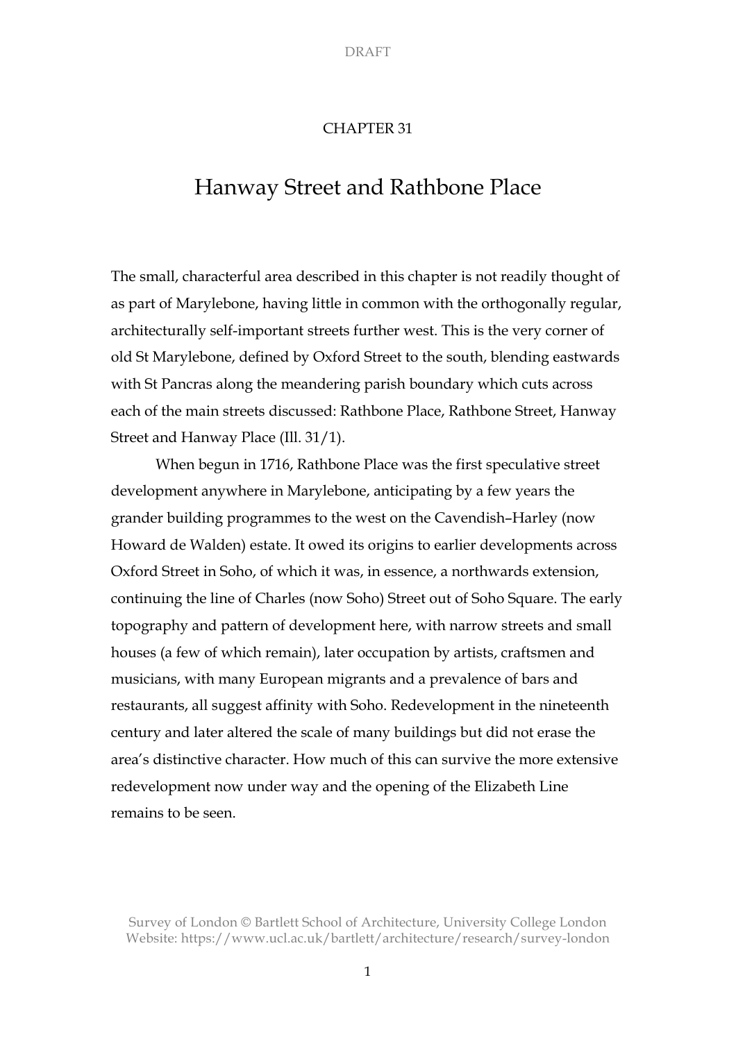CHAPTER 31

# Hanway Street and Rathbone Place

The small, characterful area described in this chapter is not readily thought of as part of Marylebone, having little in common with the orthogonally regular, architecturally self-important streets further west. This is the very corner of old St Marylebone, defined by Oxford Street to the south, blending eastwards with St Pancras along the meandering parish boundary which cuts across each of the main streets discussed: Rathbone Place, Rathbone Street, Hanway Street and Hanway Place (Ill. 31/1).

When begun in 1716, Rathbone Place was the first speculative street development anywhere in Marylebone, anticipating by a few years the grander building programmes to the west on the Cavendish–Harley (now Howard de Walden) estate. It owed its origins to earlier developments across Oxford Street in Soho, of which it was, in essence, a northwards extension, continuing the line of Charles (now Soho) Street out of Soho Square. The early topography and pattern of development here, with narrow streets and small houses (a few of which remain), later occupation by artists, craftsmen and musicians, with many European migrants and a prevalence of bars and restaurants, all suggest affinity with Soho. Redevelopment in the nineteenth century and later altered the scale of many buildings but did not erase the area's distinctive character. How much of this can survive the more extensive redevelopment now under way and the opening of the Elizabeth Line remains to be seen.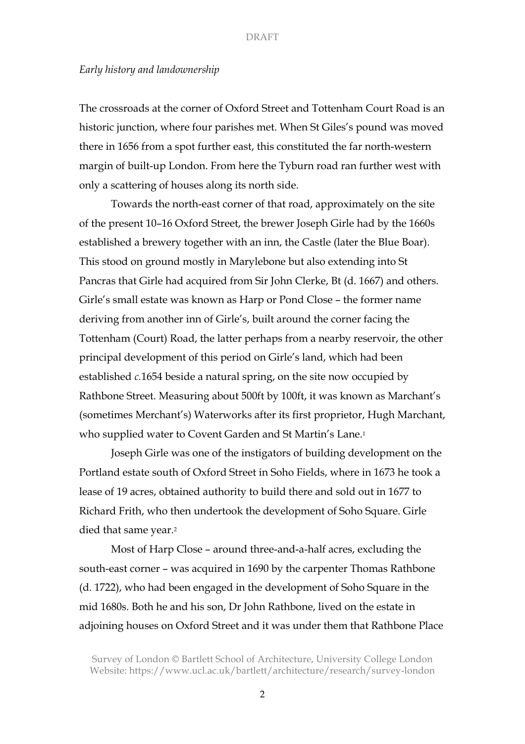*Early history and landownership*

The crossroads at the corner of Oxford Street and Tottenham Court Road is an historic junction, where four parishes met. When St Giles's pound was moved there in 1656 from a spot further east, this constituted the far north-western margin of built-up London. From here the Tyburn road ran further west with only a scattering of houses along its north side.

Towards the north-east corner of that road, approximately on the site of the present 10–16 Oxford Street, the brewer Joseph Girle had by the 1660s established a brewery together with an inn, the Castle (later the Blue Boar). This stood on ground mostly in Marylebone but also extending into St Pancras that Girle had acquired from Sir John Clerke, Bt (d. 1667) and others. Girle's small estate was known as Harp or Pond Close – the former name deriving from another inn of Girle's, built around the corner facing the Tottenham (Court) Road, the latter perhaps from a nearby reservoir, the other principal development of this period on Girle's land, which had been established *c.*1654 beside a natural spring, on the site now occupied by Rathbone Street. Measuring about 500ft by 100ft, it was known as Marchant's (sometimes Merchant's) Waterworks after its first proprietor, Hugh Marchant, who supplied water to Covent Garden and St Martin's Lane.[1]

Joseph Girle was one of the instigators of building development on the Portland estate south of Oxford Street in Soho Fields, where in 1673 he took a lease of 19 acres, obtained authority to build there and sold out in 1677 to Richard Frith, who then undertook the development of Soho Square. Girle died that same year.[2]

Most of Harp Close – around three-and-a-half acres, excluding the south-east corner – was acquired in 1690 by the carpenter Thomas Rathbone (d. 1722), who had been engaged in the development of Soho Square in the mid 1680s. Both he and his son, Dr John Rathbone, lived on the estate in adjoining houses on Oxford Street and it was under them that Rathbone Place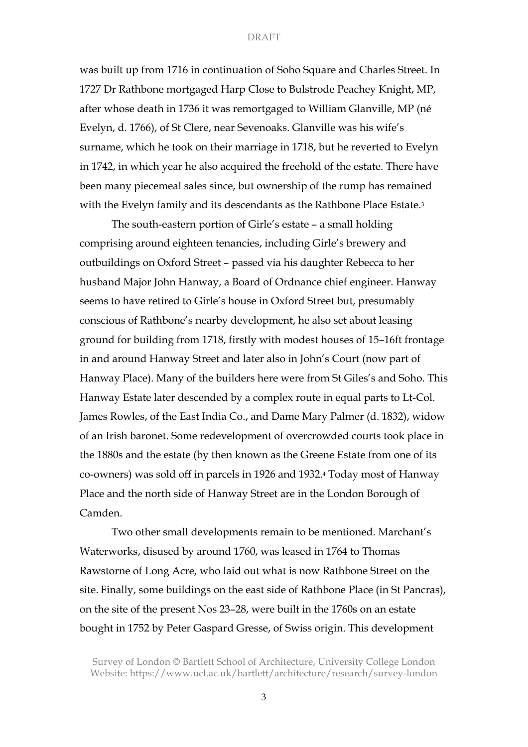was built up from 1716 in continuation of Soho Square and Charles Street. In 1727 Dr Rathbone mortgaged Harp Close to Bulstrode Peachey Knight, MP, after whose death in 1736 it was remortgaged to William Glanville, MP (né Evelyn, d. 1766), of St Clere, near Sevenoaks. Glanville was his wife's surname, which he took on their marriage in 1718, but he reverted to Evelyn in 1742, in which year he also acquired the freehold of the estate. There have been many piecemeal sales since, but ownership of the rump has remained with the Evelyn family and its descendants as the Rathbone Place Estate.[3]

The south-eastern portion of Girle's estate – a small holding comprising around eighteen tenancies, including Girle's brewery and outbuildings on Oxford Street – passed via his daughter Rebecca to her husband Major John Hanway, a Board of Ordnance chief engineer. Hanway seems to have retired to Girle's house in Oxford Street but, presumably conscious of Rathbone's nearby development, he also set about leasing ground for building from 1718, firstly with modest houses of 15–16ft frontage in and around Hanway Street and later also in John's Court (now part of Hanway Place). Many of the builders here were from St Giles's and Soho. This Hanway Estate later descended by a complex route in equal parts to Lt-Col. James Rowles, of the East India Co., and Dame Mary Palmer (d. 1832), widow of an Irish baronet. Some redevelopment of overcrowded courts took place in the 1880s and the estate (by then known as the Greene Estate from one of its co-owners) was sold off in parcels in 1926 and 1932.[4] Today most of Hanway Place and the north side of Hanway Street are in the London Borough of Camden.

Two other small developments remain to be mentioned. Marchant's Waterworks, disused by around 1760, was leased in 1764 to Thomas Rawstorne of Long Acre, who laid out what is now Rathbone Street on the site. Finally, some buildings on the east side of Rathbone Place (in St Pancras), on the site of the present Nos 23–28, were built in the 1760s on an estate bought in 1752 by Peter Gaspard Gresse, of Swiss origin. This development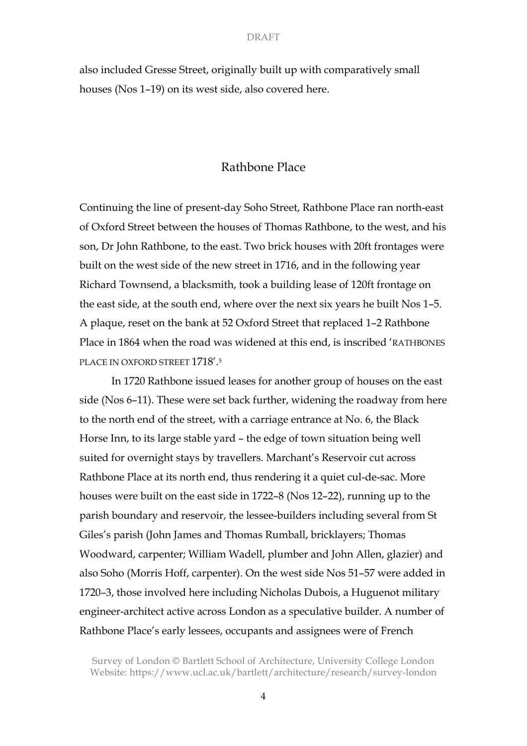also included Gresse Street, originally built up with comparatively small houses (Nos 1–19) on its west side, also covered here.

## Rathbone Place

Continuing the line of present-day Soho Street, Rathbone Place ran north-east of Oxford Street between the houses of Thomas Rathbone, to the west, and his son, Dr John Rathbone, to the east. Two brick houses with 20ft frontages were built on the west side of the new street in 1716, and in the following year Richard Townsend, a blacksmith, took a building lease of 120ft frontage on the east side, at the south end, where over the next six years he built Nos 1–5. A plaque, reset on the bank at 52 Oxford Street that replaced 1–2 Rathbone Place in 1864 when the road was widened at this end, is inscribed 'RATHBONES PLACE IN OXFORD STREET 1718'.[5]

In 1720 Rathbone issued leases for another group of houses on the east side (Nos 6–11). These were set back further, widening the roadway from here to the north end of the street, with a carriage entrance at No. 6, the Black Horse Inn, to its large stable yard – the edge of town situation being well suited for overnight stays by travellers. Marchant's Reservoir cut across Rathbone Place at its north end, thus rendering it a quiet cul-de-sac. More houses were built on the east side in 1722–8 (Nos 12–22), running up to the parish boundary and reservoir, the lessee-builders including several from St Giles's parish (John James and Thomas Rumball, bricklayers; Thomas Woodward, carpenter; William Wadell, plumber and John Allen, glazier) and also Soho (Morris Hoff, carpenter). On the west side Nos 51–57 were added in 1720–3, those involved here including Nicholas Dubois, a Huguenot military engineer-architect active across London as a speculative builder. A number of Rathbone Place's early lessees, occupants and assignees were of French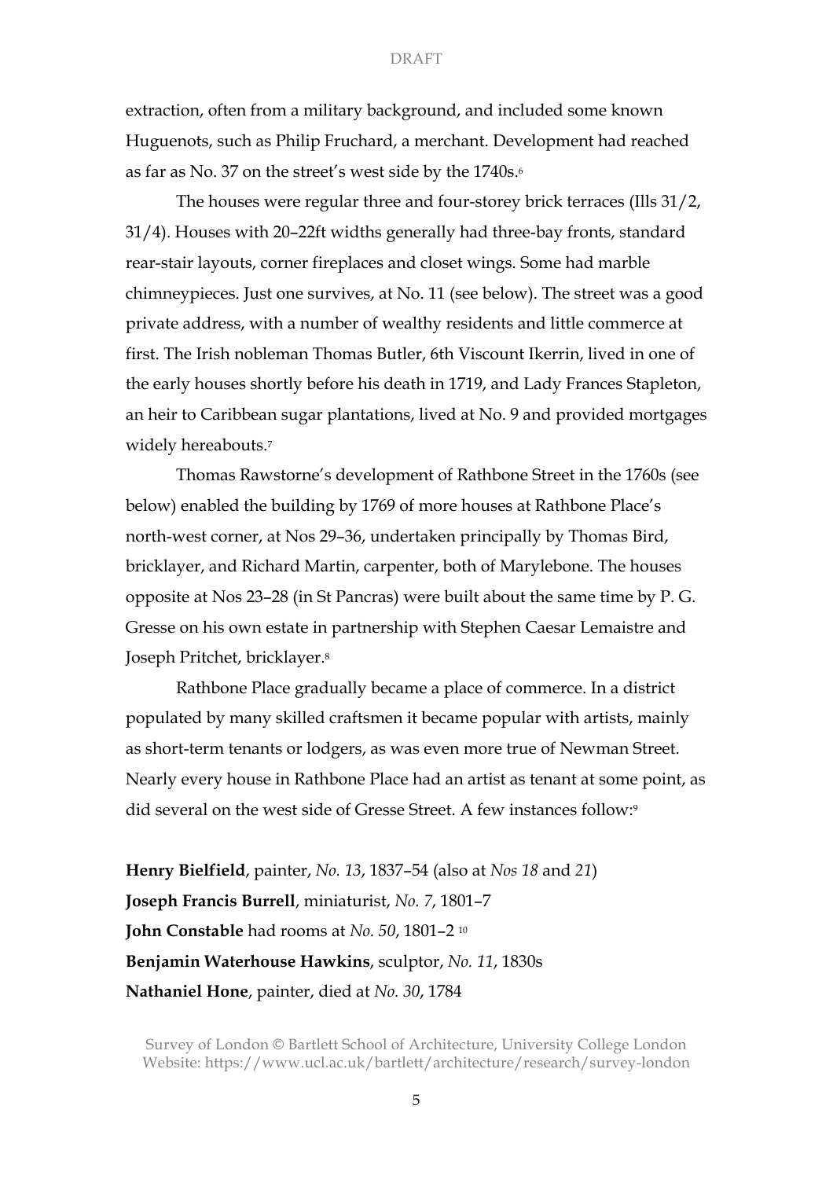extraction, often from a military background, and included some known Huguenots, such as Philip Fruchard, a merchant. Development had reached as far as No. 37 on the street's west side by the 1740s.[6]

The houses were regular three and four-storey brick terraces (Ills 31/2, 31/4). Houses with 20–22ft widths generally had three-bay fronts, standard rear-stair layouts, corner fireplaces and closet wings. Some had marble chimneypieces. Just one survives, at No. 11 (see below). The street was a good private address, with a number of wealthy residents and little commerce at first. The Irish nobleman Thomas Butler, 6th Viscount Ikerrin, lived in one of the early houses shortly before his death in 1719, and Lady Frances Stapleton, an heir to Caribbean sugar plantations, lived at No. 9 and provided mortgages widely hereabouts.[7]

Thomas Rawstorne's development of Rathbone Street in the 1760s (see below) enabled the building by 1769 of more houses at Rathbone Place's north-west corner, at Nos 29–36, undertaken principally by Thomas Bird, bricklayer, and Richard Martin, carpenter, both of Marylebone. The houses opposite at Nos 23–28 (in St Pancras) were built about the same time by P. G. Gresse on his own estate in partnership with Stephen Caesar Lemaistre and Joseph Pritchet, bricklayer.[8]

Rathbone Place gradually became a place of commerce. In a district populated by many skilled craftsmen it became popular with artists, mainly as short-term tenants or lodgers, as was even more true of Newman Street. Nearly every house in Rathbone Place had an artist as tenant at some point, as did several on the west side of Gresse Street. A few instances follow:[9]

**Henry Bielfield**, painter, *No. 13*, 1837–54 (also at *Nos 18* and *21*)
**Joseph Francis Burrell**, miniaturist, *No. 7*, 1801–7
**John Constable** had rooms at *No. 50*, 1801–2 [10]
**Benjamin Waterhouse Hawkins**, sculptor, *No. 11*, 1830s
**Nathaniel Hone**, painter, died at *No. 30*, 1784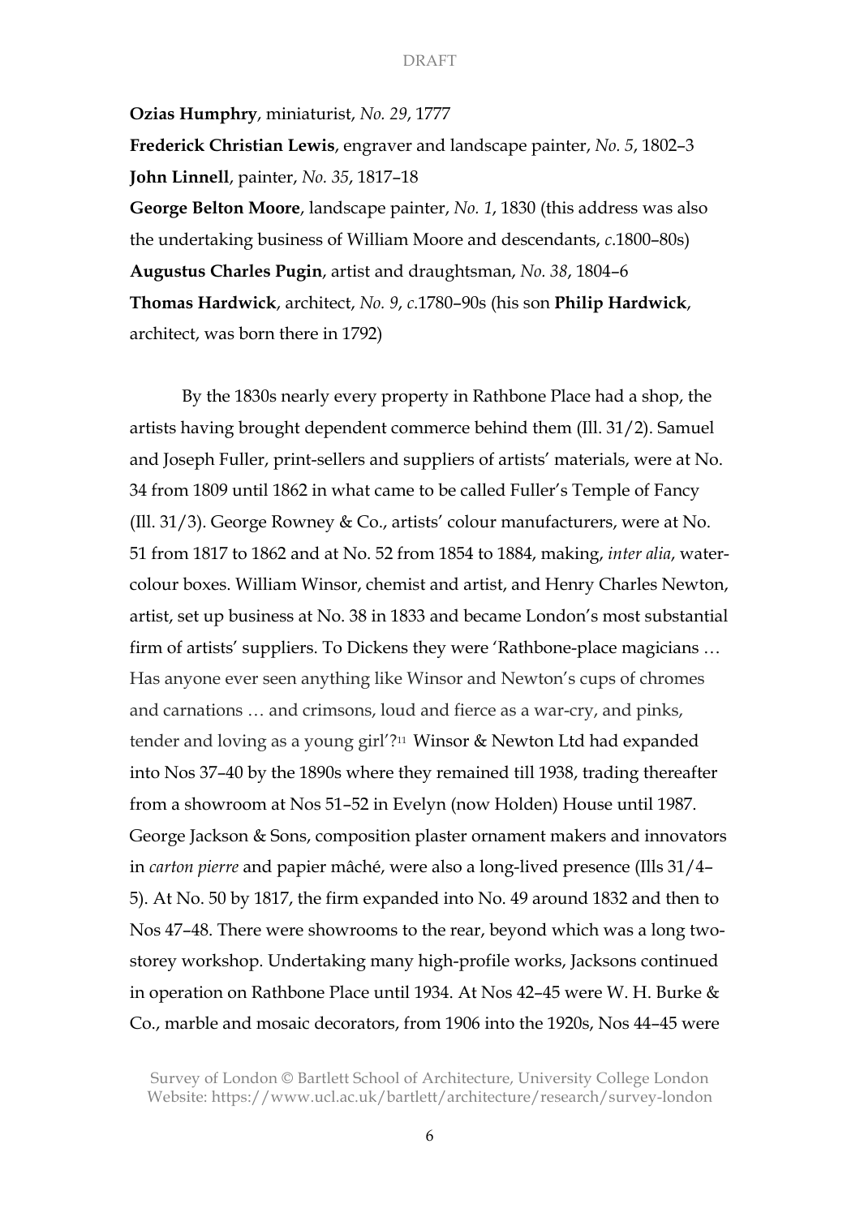**Ozias Humphry**, miniaturist, *No. 29*, 1777

**Frederick Christian Lewis**, engraver and landscape painter, *No. 5*, 1802–3

**John Linnell**, painter, *No. 35*, 1817–18

**George Belton Moore**, landscape painter, *No. 1*, 1830 (this address was also the undertaking business of William Moore and descendants, *c*.1800–80s)

**Augustus Charles Pugin**, artist and draughtsman, *No. 38*, 1804–6

**Thomas Hardwick**, architect, *No. 9*, *c*.1780–90s (his son **Philip Hardwick**, architect, was born there in 1792)

By the 1830s nearly every property in Rathbone Place had a shop, the artists having brought dependent commerce behind them (Ill. 31/2). Samuel and Joseph Fuller, print-sellers and suppliers of artists' materials, were at No. 34 from 1809 until 1862 in what came to be called Fuller's Temple of Fancy (Ill. 31/3). George Rowney & Co., artists' colour manufacturers, were at No. 51 from 1817 to 1862 and at No. 52 from 1854 to 1884, making, *inter alia*, water-colour boxes. William Winsor, chemist and artist, and Henry Charles Newton, artist, set up business at No. 38 in 1833 and became London's most substantial firm of artists' suppliers. To Dickens they were 'Rathbone-place magicians … Has anyone ever seen anything like Winsor and Newton's cups of chromes and carnations … and crimsons, loud and fierce as a war-cry, and pinks, tender and loving as a young girl'?[11] Winsor & Newton Ltd had expanded into Nos 37–40 by the 1890s where they remained till 1938, trading thereafter from a showroom at Nos 51–52 in Evelyn (now Holden) House until 1987. George Jackson & Sons, composition plaster ornament makers and innovators in *carton pierre* and papier mâché, were also a long-lived presence (Ills 31/4–5). At No. 50 by 1817, the firm expanded into No. 49 around 1832 and then to Nos 47–48. There were showrooms to the rear, beyond which was a long two-storey workshop. Undertaking many high-profile works, Jacksons continued in operation on Rathbone Place until 1934. At Nos 42–45 were W. H. Burke & Co., marble and mosaic decorators, from 1906 into the 1920s, Nos 44–45 were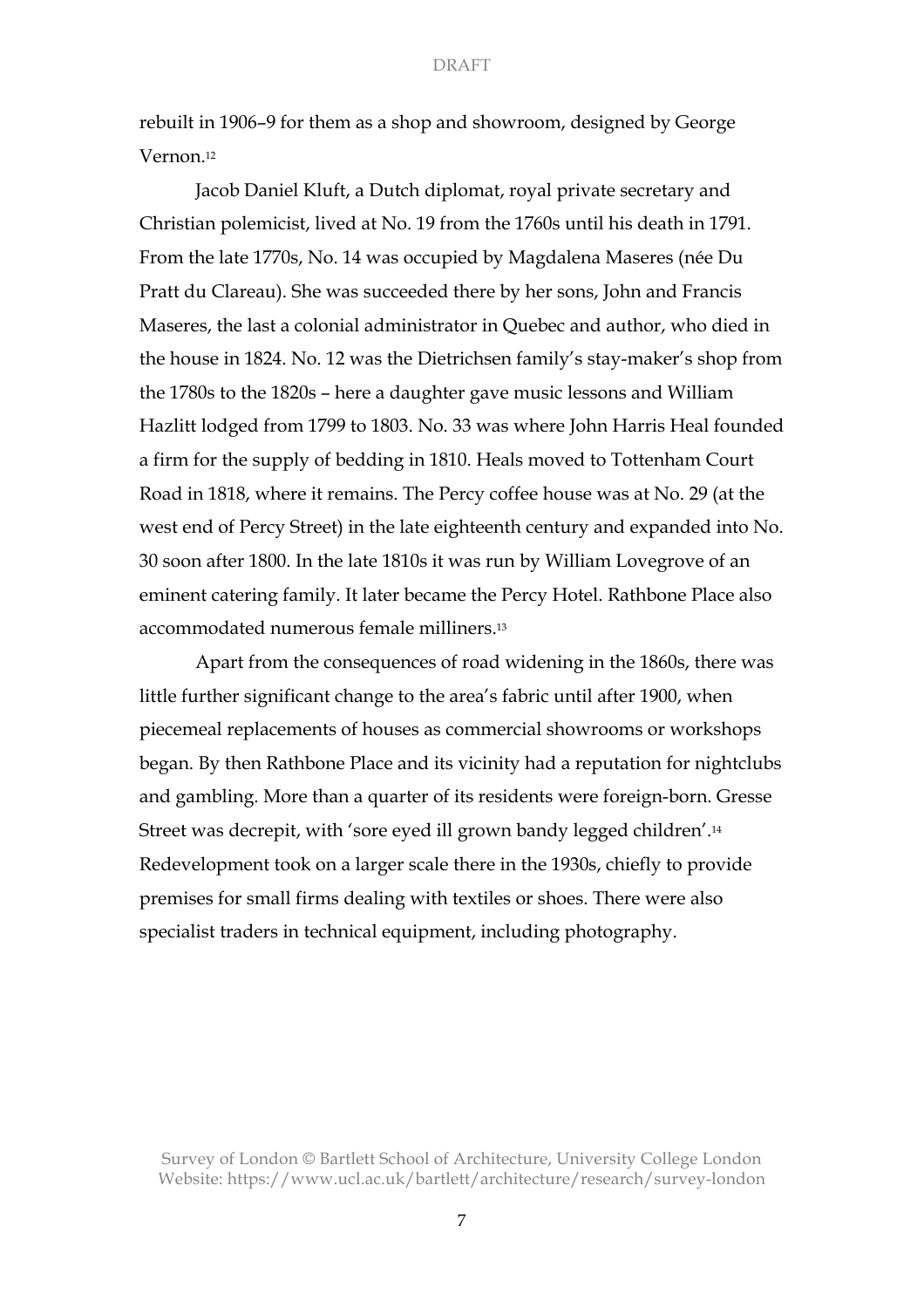rebuilt in 1906–9 for them as a shop and showroom, designed by George Vernon.[12]

Jacob Daniel Kluft, a Dutch diplomat, royal private secretary and Christian polemicist, lived at No. 19 from the 1760s until his death in 1791. From the late 1770s, No. 14 was occupied by Magdalena Maseres (née Du Pratt du Clareau). She was succeeded there by her sons, John and Francis Maseres, the last a colonial administrator in Quebec and author, who died in the house in 1824. No. 12 was the Dietrichsen family's stay-maker's shop from the 1780s to the 1820s – here a daughter gave music lessons and William Hazlitt lodged from 1799 to 1803. No. 33 was where John Harris Heal founded a firm for the supply of bedding in 1810. Heals moved to Tottenham Court Road in 1818, where it remains. The Percy coffee house was at No. 29 (at the west end of Percy Street) in the late eighteenth century and expanded into No. 30 soon after 1800. In the late 1810s it was run by William Lovegrove of an eminent catering family. It later became the Percy Hotel. Rathbone Place also accommodated numerous female milliners.[13]

Apart from the consequences of road widening in the 1860s, there was little further significant change to the area's fabric until after 1900, when piecemeal replacements of houses as commercial showrooms or workshops began. By then Rathbone Place and its vicinity had a reputation for nightclubs and gambling. More than a quarter of its residents were foreign-born. Gresse Street was decrepit, with 'sore eyed ill grown bandy legged children'.[14] Redevelopment took on a larger scale there in the 1930s, chiefly to provide premises for small firms dealing with textiles or shoes. There were also specialist traders in technical equipment, including photography.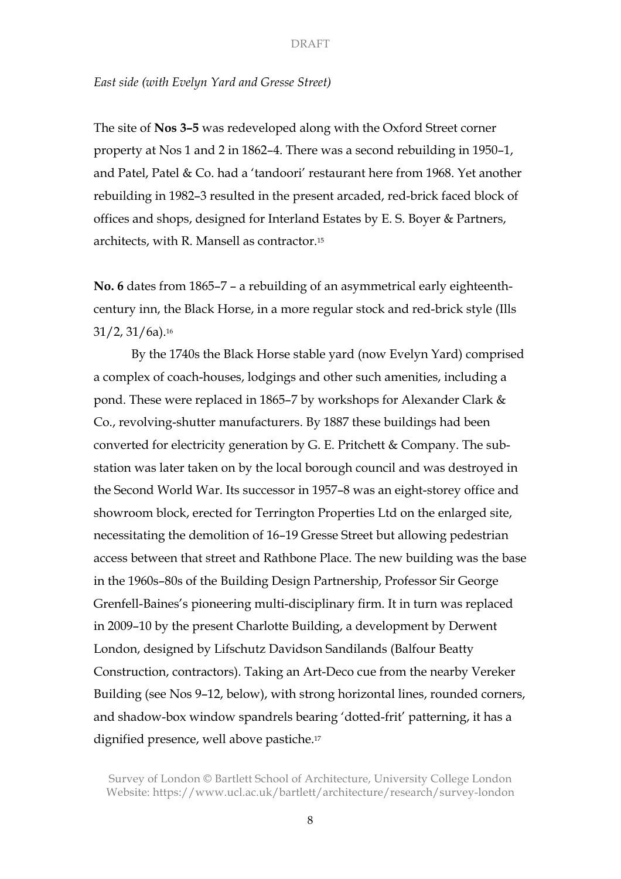*East side (with Evelyn Yard and Gresse Street)*

The site of **Nos 3–5** was redeveloped along with the Oxford Street corner property at Nos 1 and 2 in 1862–4. There was a second rebuilding in 1950–1, and Patel, Patel & Co. had a 'tandoori' restaurant here from 1968. Yet another rebuilding in 1982–3 resulted in the present arcaded, red-brick faced block of offices and shops, designed for Interland Estates by E. S. Boyer & Partners, architects, with R. Mansell as contractor.[15]

**No. 6** dates from 1865–7 – a rebuilding of an asymmetrical early eighteenth-century inn, the Black Horse, in a more regular stock and red-brick style (Ills 31/2, 31/6a).[16]

By the 1740s the Black Horse stable yard (now Evelyn Yard) comprised a complex of coach-houses, lodgings and other such amenities, including a pond. These were replaced in 1865–7 by workshops for Alexander Clark & Co., revolving-shutter manufacturers. By 1887 these buildings had been converted for electricity generation by G. E. Pritchett & Company. The sub-station was later taken on by the local borough council and was destroyed in the Second World War. Its successor in 1957–8 was an eight-storey office and showroom block, erected for Terrington Properties Ltd on the enlarged site, necessitating the demolition of 16–19 Gresse Street but allowing pedestrian access between that street and Rathbone Place. The new building was the base in the 1960s–80s of the Building Design Partnership, Professor Sir George Grenfell-Baines's pioneering multi-disciplinary firm. It in turn was replaced in 2009–10 by the present Charlotte Building, a development by Derwent London, designed by Lifschutz Davidson Sandilands (Balfour Beatty Construction, contractors). Taking an Art-Deco cue from the nearby Vereker Building (see Nos 9–12, below), with strong horizontal lines, rounded corners, and shadow-box window spandrels bearing 'dotted-frit' patterning, it has a dignified presence, well above pastiche.[17]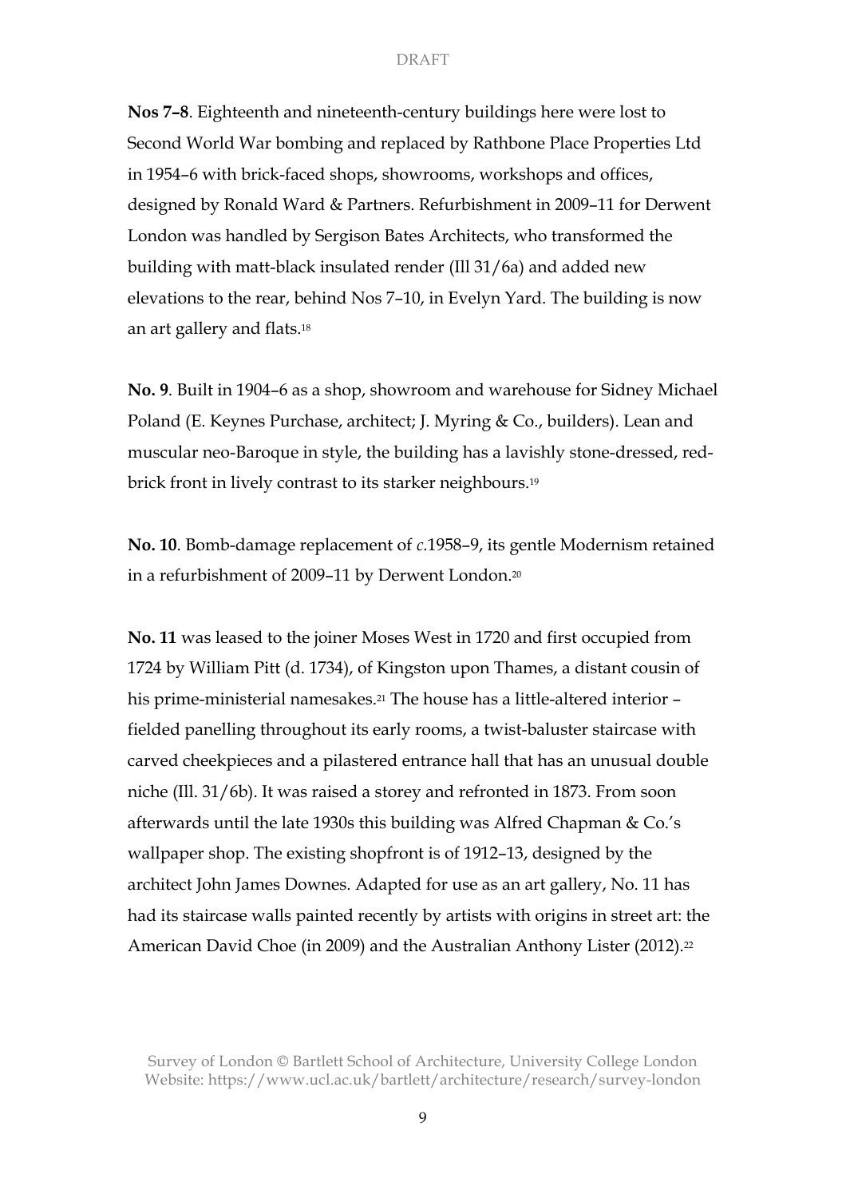**Nos 7–8**. Eighteenth and nineteenth-century buildings here were lost to Second World War bombing and replaced by Rathbone Place Properties Ltd in 1954–6 with brick-faced shops, showrooms, workshops and offices, designed by Ronald Ward & Partners. Refurbishment in 2009–11 for Derwent London was handled by Sergison Bates Architects, who transformed the building with matt-black insulated render (Ill 31/6a) and added new elevations to the rear, behind Nos 7–10, in Evelyn Yard. The building is now an art gallery and flats.[18]

**No. 9**. Built in 1904–6 as a shop, showroom and warehouse for Sidney Michael Poland (E. Keynes Purchase, architect; J. Myring & Co., builders). Lean and muscular neo-Baroque in style, the building has a lavishly stone-dressed, red-brick front in lively contrast to its starker neighbours.[19]

**No. 10**. Bomb-damage replacement of *c.*1958–9, its gentle Modernism retained in a refurbishment of 2009–11 by Derwent London.[20]

**No. 11** was leased to the joiner Moses West in 1720 and first occupied from 1724 by William Pitt (d. 1734), of Kingston upon Thames, a distant cousin of his prime-ministerial namesakes.[21] The house has a little-altered interior – fielded panelling throughout its early rooms, a twist-baluster staircase with carved cheekpieces and a pilastered entrance hall that has an unusual double niche (Ill. 31/6b). It was raised a storey and refronted in 1873. From soon afterwards until the late 1930s this building was Alfred Chapman & Co.'s wallpaper shop. The existing shopfront is of 1912–13, designed by the architect John James Downes. Adapted for use as an art gallery, No. 11 has had its staircase walls painted recently by artists with origins in street art: the American David Choe (in 2009) and the Australian Anthony Lister (2012).[22]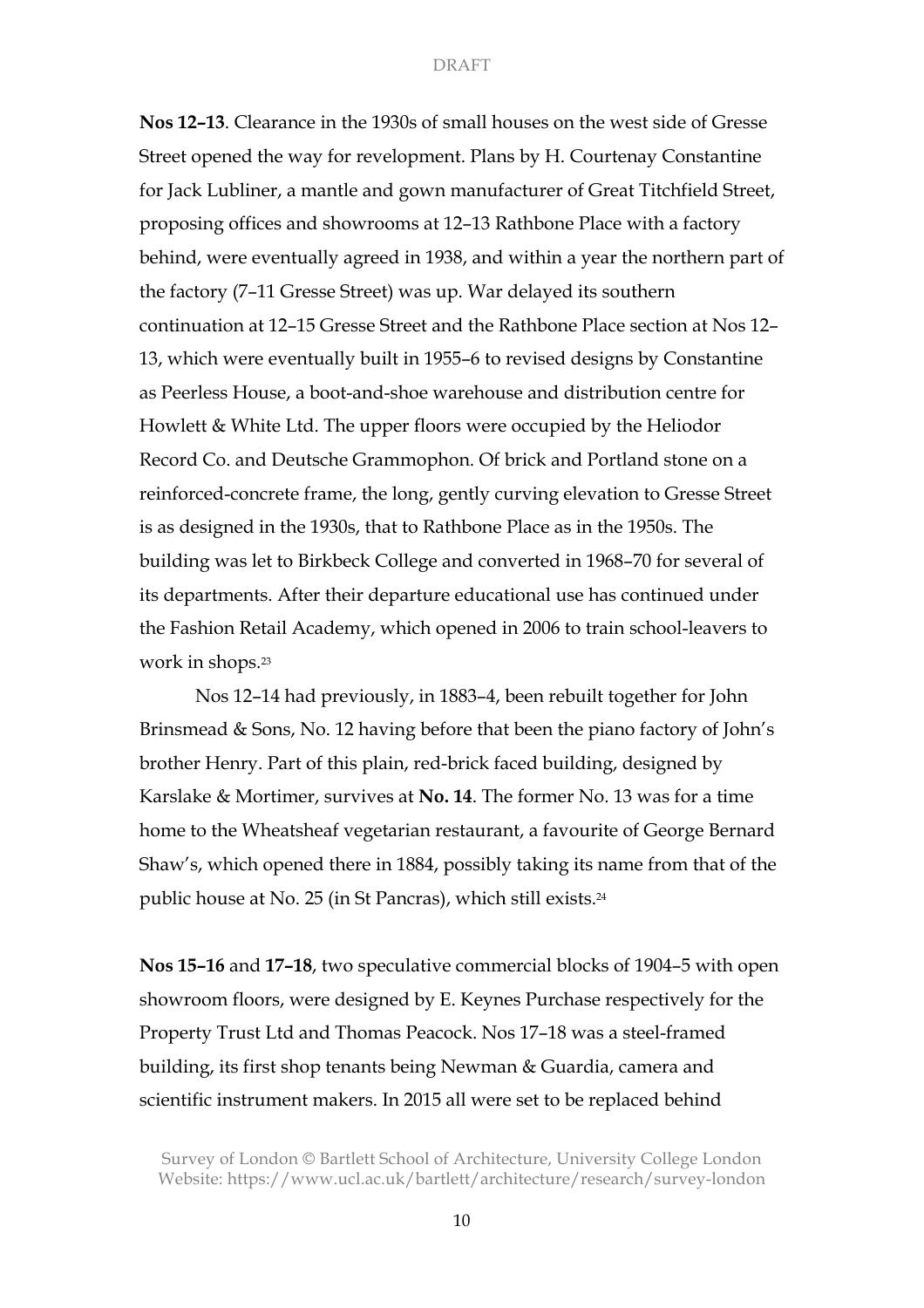**Nos 12–13**. Clearance in the 1930s of small houses on the west side of Gresse Street opened the way for revelopment. Plans by H. Courtenay Constantine for Jack Lubliner, a mantle and gown manufacturer of Great Titchfield Street, proposing offices and showrooms at 12–13 Rathbone Place with a factory behind, were eventually agreed in 1938, and within a year the northern part of the factory (7–11 Gresse Street) was up. War delayed its southern continuation at 12–15 Gresse Street and the Rathbone Place section at Nos 12–13, which were eventually built in 1955–6 to revised designs by Constantine as Peerless House, a boot-and-shoe warehouse and distribution centre for Howlett & White Ltd. The upper floors were occupied by the Heliodor Record Co. and Deutsche Grammophon. Of brick and Portland stone on a reinforced-concrete frame, the long, gently curving elevation to Gresse Street is as designed in the 1930s, that to Rathbone Place as in the 1950s. The building was let to Birkbeck College and converted in 1968–70 for several of its departments. After their departure educational use has continued under the Fashion Retail Academy, which opened in 2006 to train school-leavers to work in shops.[23]

Nos 12–14 had previously, in 1883–4, been rebuilt together for John Brinsmead & Sons, No. 12 having before that been the piano factory of John's brother Henry. Part of this plain, red-brick faced building, designed by Karslake & Mortimer, survives at **No. 14**. The former No. 13 was for a time home to the Wheatsheaf vegetarian restaurant, a favourite of George Bernard Shaw's, which opened there in 1884, possibly taking its name from that of the public house at No. 25 (in St Pancras), which still exists.[24]

**Nos 15–16** and **17–18**, two speculative commercial blocks of 1904–5 with open showroom floors, were designed by E. Keynes Purchase respectively for the Property Trust Ltd and Thomas Peacock. Nos 17–18 was a steel-framed building, its first shop tenants being Newman & Guardia, camera and scientific instrument makers. In 2015 all were set to be replaced behind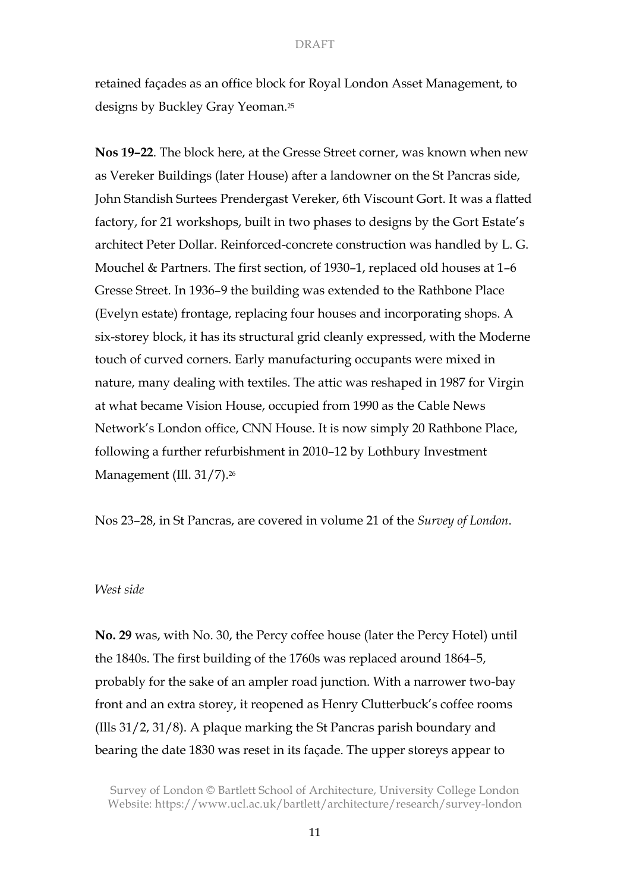retained façades as an office block for Royal London Asset Management, to designs by Buckley Gray Yeoman.[25]

**Nos 19–22**. The block here, at the Gresse Street corner, was known when new as Vereker Buildings (later House) after a landowner on the St Pancras side, John Standish Surtees Prendergast Vereker, 6th Viscount Gort. It was a flatted factory, for 21 workshops, built in two phases to designs by the Gort Estate's architect Peter Dollar. Reinforced-concrete construction was handled by L. G. Mouchel & Partners. The first section, of 1930–1, replaced old houses at 1–6 Gresse Street. In 1936–9 the building was extended to the Rathbone Place (Evelyn estate) frontage, replacing four houses and incorporating shops. A six-storey block, it has its structural grid cleanly expressed, with the Moderne touch of curved corners. Early manufacturing occupants were mixed in nature, many dealing with textiles. The attic was reshaped in 1987 for Virgin at what became Vision House, occupied from 1990 as the Cable News Network's London office, CNN House. It is now simply 20 Rathbone Place, following a further refurbishment in 2010–12 by Lothbury Investment Management (Ill. 31/7).[26]

Nos 23–28, in St Pancras, are covered in volume 21 of the *Survey of London*.

*West side*

**No. 29** was, with No. 30, the Percy coffee house (later the Percy Hotel) until the 1840s. The first building of the 1760s was replaced around 1864–5, probably for the sake of an ampler road junction. With a narrower two-bay front and an extra storey, it reopened as Henry Clutterbuck's coffee rooms (Ills 31/2, 31/8). A plaque marking the St Pancras parish boundary and bearing the date 1830 was reset in its façade. The upper storeys appear to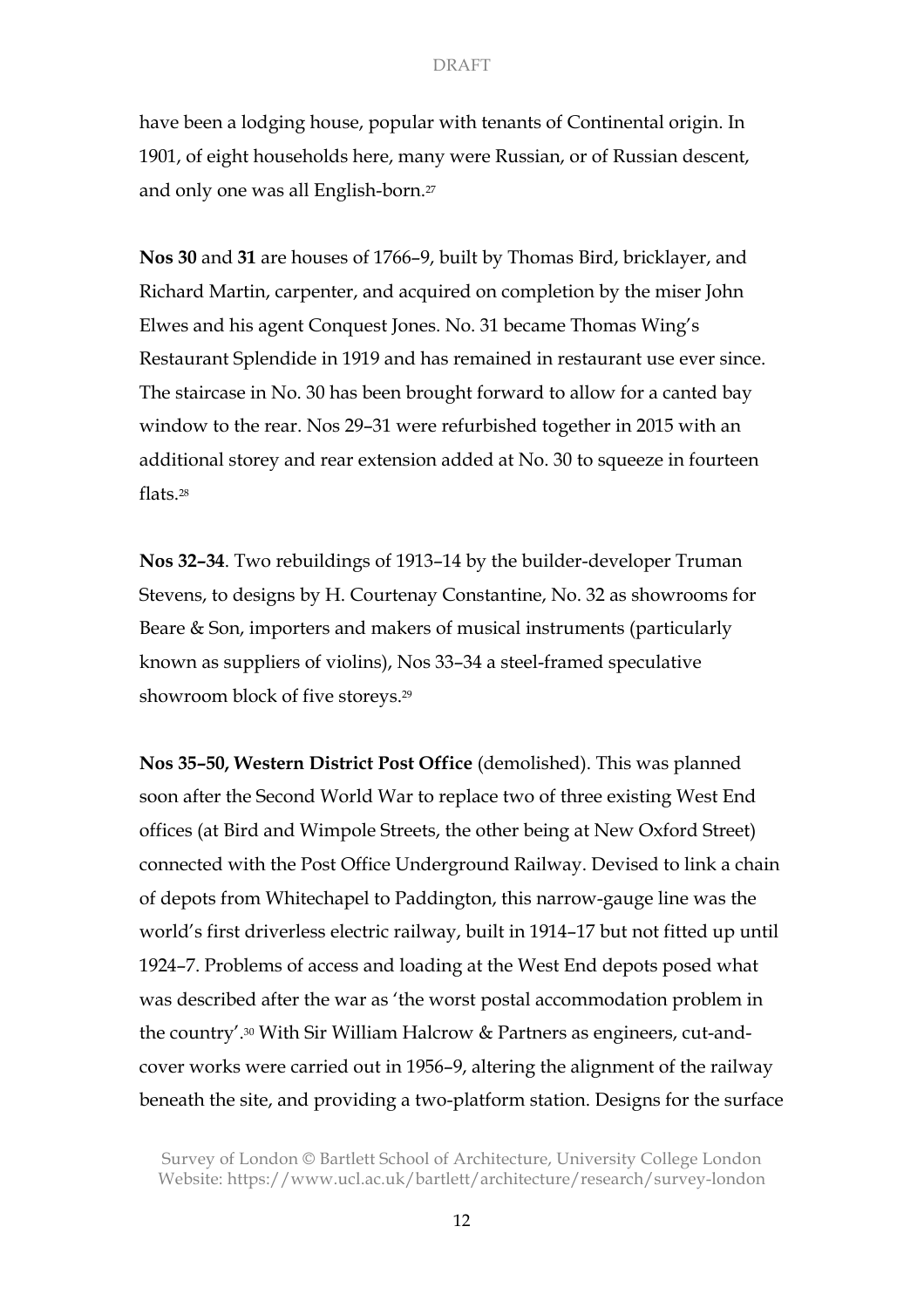have been a lodging house, popular with tenants of Continental origin. In 1901, of eight households here, many were Russian, or of Russian descent, and only one was all English-born.[27]

**Nos 30** and **31** are houses of 1766–9, built by Thomas Bird, bricklayer, and Richard Martin, carpenter, and acquired on completion by the miser John Elwes and his agent Conquest Jones. No. 31 became Thomas Wing's Restaurant Splendide in 1919 and has remained in restaurant use ever since. The staircase in No. 30 has been brought forward to allow for a canted bay window to the rear. Nos 29–31 were refurbished together in 2015 with an additional storey and rear extension added at No. 30 to squeeze in fourteen flats.[28]

**Nos 32–34**. Two rebuildings of 1913–14 by the builder-developer Truman Stevens, to designs by H. Courtenay Constantine, No. 32 as showrooms for Beare & Son, importers and makers of musical instruments (particularly known as suppliers of violins), Nos 33–34 a steel-framed speculative showroom block of five storeys.[29]

**Nos 35–50, Western District Post Office** (demolished). This was planned soon after the Second World War to replace two of three existing West End offices (at Bird and Wimpole Streets, the other being at New Oxford Street) connected with the Post Office Underground Railway. Devised to link a chain of depots from Whitechapel to Paddington, this narrow-gauge line was the world's first driverless electric railway, built in 1914–17 but not fitted up until 1924–7. Problems of access and loading at the West End depots posed what was described after the war as 'the worst postal accommodation problem in the country'.[30] With Sir William Halcrow & Partners as engineers, cut-and-cover works were carried out in 1956–9, altering the alignment of the railway beneath the site, and providing a two-platform station. Designs for the surface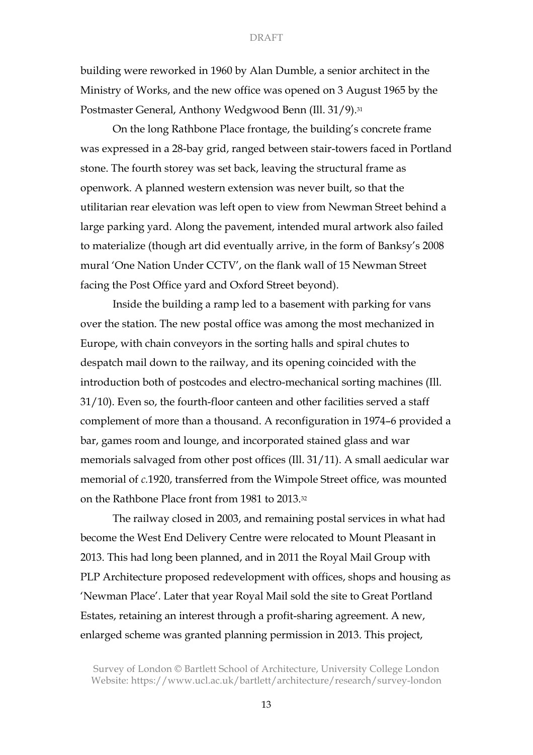building were reworked in 1960 by Alan Dumble, a senior architect in the Ministry of Works, and the new office was opened on 3 August 1965 by the Postmaster General, Anthony Wedgwood Benn (Ill. 31/9).[31]

On the long Rathbone Place frontage, the building's concrete frame was expressed in a 28-bay grid, ranged between stair-towers faced in Portland stone. The fourth storey was set back, leaving the structural frame as openwork. A planned western extension was never built, so that the utilitarian rear elevation was left open to view from Newman Street behind a large parking yard. Along the pavement, intended mural artwork also failed to materialize (though art did eventually arrive, in the form of Banksy's 2008 mural 'One Nation Under CCTV', on the flank wall of 15 Newman Street facing the Post Office yard and Oxford Street beyond).

Inside the building a ramp led to a basement with parking for vans over the station. The new postal office was among the most mechanized in Europe, with chain conveyors in the sorting halls and spiral chutes to despatch mail down to the railway, and its opening coincided with the introduction both of postcodes and electro-mechanical sorting machines (Ill. 31/10). Even so, the fourth-floor canteen and other facilities served a staff complement of more than a thousand. A reconfiguration in 1974–6 provided a bar, games room and lounge, and incorporated stained glass and war memorials salvaged from other post offices (Ill. 31/11). A small aedicular war memorial of *c.*1920, transferred from the Wimpole Street office, was mounted on the Rathbone Place front from 1981 to 2013.[32]

The railway closed in 2003, and remaining postal services in what had become the West End Delivery Centre were relocated to Mount Pleasant in 2013. This had long been planned, and in 2011 the Royal Mail Group with PLP Architecture proposed redevelopment with offices, shops and housing as 'Newman Place'. Later that year Royal Mail sold the site to Great Portland Estates, retaining an interest through a profit-sharing agreement. A new, enlarged scheme was granted planning permission in 2013. This project,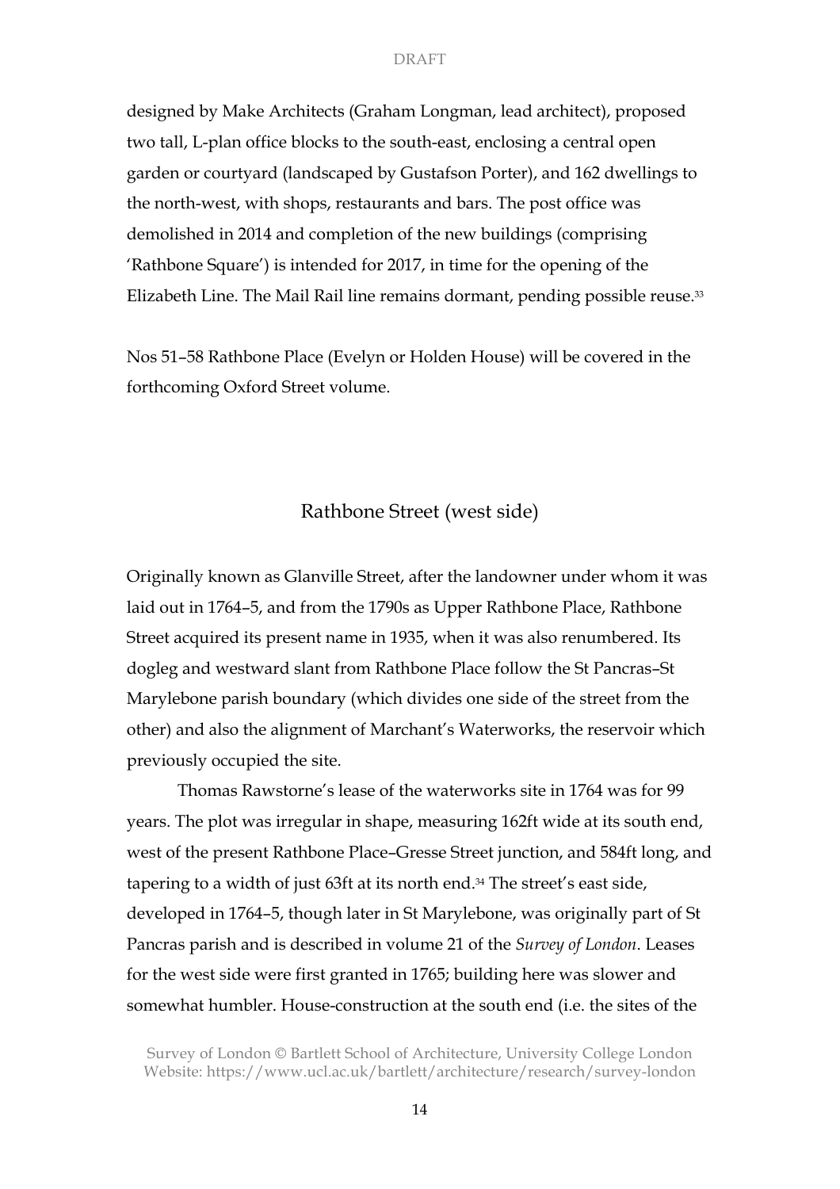designed by Make Architects (Graham Longman, lead architect), proposed two tall, L-plan office blocks to the south-east, enclosing a central open garden or courtyard (landscaped by Gustafson Porter), and 162 dwellings to the north-west, with shops, restaurants and bars. The post office was demolished in 2014 and completion of the new buildings (comprising 'Rathbone Square') is intended for 2017, in time for the opening of the Elizabeth Line. The Mail Rail line remains dormant, pending possible reuse.[33]

Nos 51–58 Rathbone Place (Evelyn or Holden House) will be covered in the forthcoming Oxford Street volume.

## Rathbone Street (west side)

Originally known as Glanville Street, after the landowner under whom it was laid out in 1764–5, and from the 1790s as Upper Rathbone Place, Rathbone Street acquired its present name in 1935, when it was also renumbered. Its dogleg and westward slant from Rathbone Place follow the St Pancras–St Marylebone parish boundary (which divides one side of the street from the other) and also the alignment of Marchant's Waterworks, the reservoir which previously occupied the site.

Thomas Rawstorne's lease of the waterworks site in 1764 was for 99 years. The plot was irregular in shape, measuring 162ft wide at its south end, west of the present Rathbone Place–Gresse Street junction, and 584ft long, and tapering to a width of just 63ft at its north end.[34] The street's east side, developed in 1764–5, though later in St Marylebone, was originally part of St Pancras parish and is described in volume 21 of the *Survey of London*. Leases for the west side were first granted in 1765; building here was slower and somewhat humbler. House-construction at the south end (i.e. the sites of the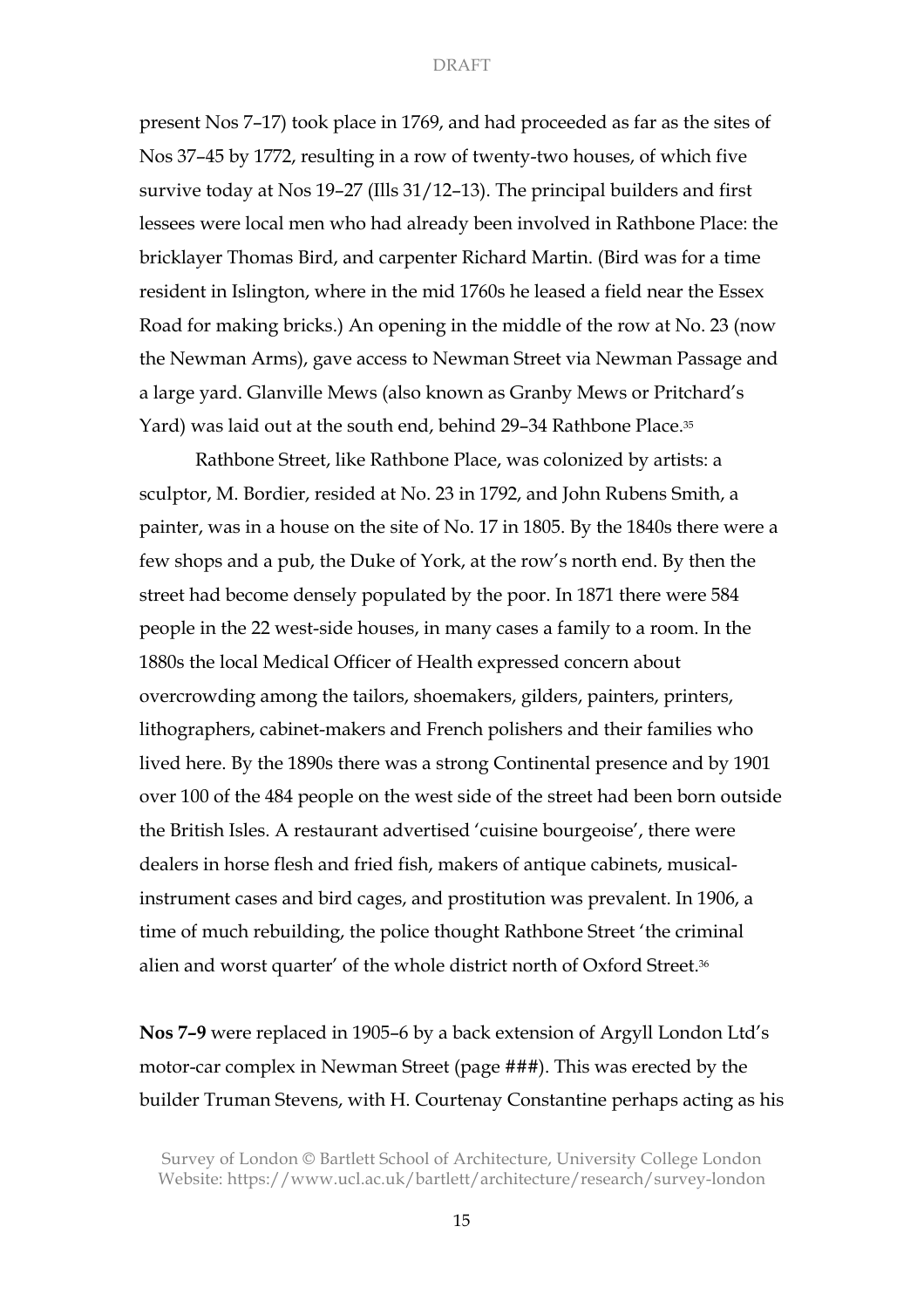present Nos 7–17) took place in 1769, and had proceeded as far as the sites of Nos 37–45 by 1772, resulting in a row of twenty-two houses, of which five survive today at Nos 19–27 (Ills 31/12–13). The principal builders and first lessees were local men who had already been involved in Rathbone Place: the bricklayer Thomas Bird, and carpenter Richard Martin. (Bird was for a time resident in Islington, where in the mid 1760s he leased a field near the Essex Road for making bricks.) An opening in the middle of the row at No. 23 (now the Newman Arms), gave access to Newman Street via Newman Passage and a large yard. Glanville Mews (also known as Granby Mews or Pritchard's Yard) was laid out at the south end, behind 29–34 Rathbone Place.[35]

Rathbone Street, like Rathbone Place, was colonized by artists: a sculptor, M. Bordier, resided at No. 23 in 1792, and John Rubens Smith, a painter, was in a house on the site of No. 17 in 1805. By the 1840s there were a few shops and a pub, the Duke of York, at the row's north end. By then the street had become densely populated by the poor. In 1871 there were 584 people in the 22 west-side houses, in many cases a family to a room. In the 1880s the local Medical Officer of Health expressed concern about overcrowding among the tailors, shoemakers, gilders, painters, printers, lithographers, cabinet-makers and French polishers and their families who lived here. By the 1890s there was a strong Continental presence and by 1901 over 100 of the 484 people on the west side of the street had been born outside the British Isles. A restaurant advertised 'cuisine bourgeoise', there were dealers in horse flesh and fried fish, makers of antique cabinets, musical-instrument cases and bird cages, and prostitution was prevalent. In 1906, a time of much rebuilding, the police thought Rathbone Street 'the criminal alien and worst quarter' of the whole district north of Oxford Street.[36]

**Nos 7–9** were replaced in 1905–6 by a back extension of Argyll London Ltd's motor-car complex in Newman Street (page ###). This was erected by the builder Truman Stevens, with H. Courtenay Constantine perhaps acting as his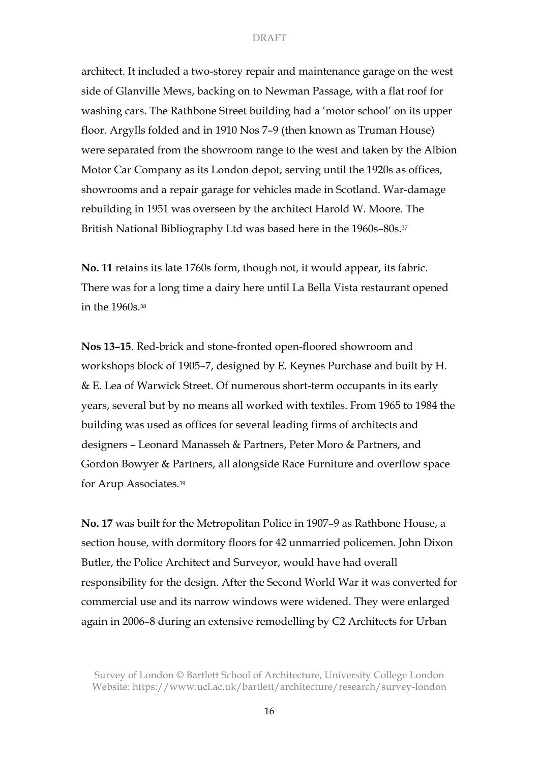architect. It included a two-storey repair and maintenance garage on the west side of Glanville Mews, backing on to Newman Passage, with a flat roof for washing cars. The Rathbone Street building had a 'motor school' on its upper floor. Argylls folded and in 1910 Nos 7–9 (then known as Truman House) were separated from the showroom range to the west and taken by the Albion Motor Car Company as its London depot, serving until the 1920s as offices, showrooms and a repair garage for vehicles made in Scotland. War-damage rebuilding in 1951 was overseen by the architect Harold W. Moore. The British National Bibliography Ltd was based here in the 1960s–80s.[37]

**No. 11** retains its late 1760s form, though not, it would appear, its fabric. There was for a long time a dairy here until La Bella Vista restaurant opened in the 1960s.[38]

**Nos 13–15**. Red-brick and stone-fronted open-floored showroom and workshops block of 1905–7, designed by E. Keynes Purchase and built by H. & E. Lea of Warwick Street. Of numerous short-term occupants in its early years, several but by no means all worked with textiles. From 1965 to 1984 the building was used as offices for several leading firms of architects and designers – Leonard Manasseh & Partners, Peter Moro & Partners, and Gordon Bowyer & Partners, all alongside Race Furniture and overflow space for Arup Associates.[39]

**No. 17** was built for the Metropolitan Police in 1907–9 as Rathbone House, a section house, with dormitory floors for 42 unmarried policemen. John Dixon Butler, the Police Architect and Surveyor, would have had overall responsibility for the design. After the Second World War it was converted for commercial use and its narrow windows were widened. They were enlarged again in 2006–8 during an extensive remodelling by C2 Architects for Urban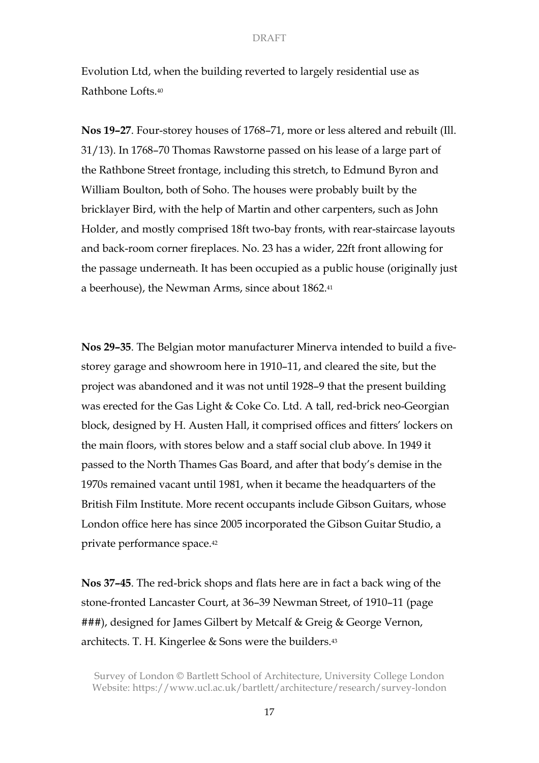Evolution Ltd, when the building reverted to largely residential use as Rathbone Lofts.[40]

**Nos 19–27**. Four-storey houses of 1768–71, more or less altered and rebuilt (Ill. 31/13). In 1768–70 Thomas Rawstorne passed on his lease of a large part of the Rathbone Street frontage, including this stretch, to Edmund Byron and William Boulton, both of Soho. The houses were probably built by the bricklayer Bird, with the help of Martin and other carpenters, such as John Holder, and mostly comprised 18ft two-bay fronts, with rear-staircase layouts and back-room corner fireplaces. No. 23 has a wider, 22ft front allowing for the passage underneath. It has been occupied as a public house (originally just a beerhouse), the Newman Arms, since about 1862.[41]

**Nos 29–35**. The Belgian motor manufacturer Minerva intended to build a five-storey garage and showroom here in 1910–11, and cleared the site, but the project was abandoned and it was not until 1928–9 that the present building was erected for the Gas Light & Coke Co. Ltd. A tall, red-brick neo-Georgian block, designed by H. Austen Hall, it comprised offices and fitters' lockers on the main floors, with stores below and a staff social club above. In 1949 it passed to the North Thames Gas Board, and after that body's demise in the 1970s remained vacant until 1981, when it became the headquarters of the British Film Institute. More recent occupants include Gibson Guitars, whose London office here has since 2005 incorporated the Gibson Guitar Studio, a private performance space.[42]

**Nos 37–45**. The red-brick shops and flats here are in fact a back wing of the stone-fronted Lancaster Court, at 36–39 Newman Street, of 1910–11 (page ###), designed for James Gilbert by Metcalf & Greig & George Vernon, architects. T. H. Kingerlee & Sons were the builders.[43]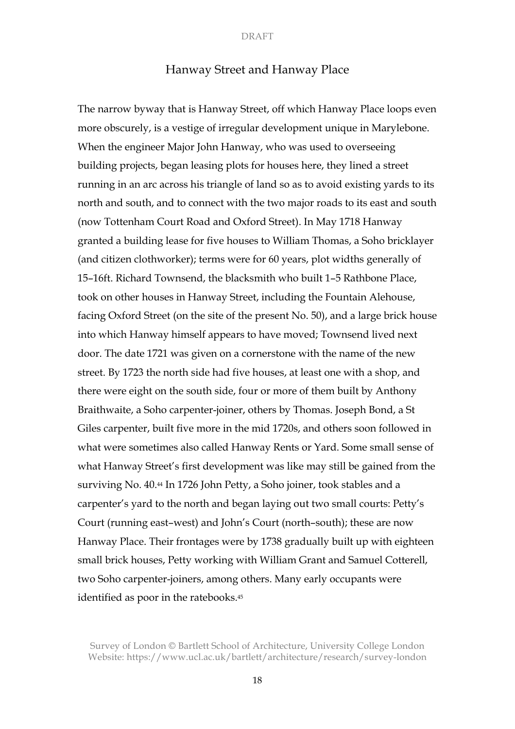## Hanway Street and Hanway Place

The narrow byway that is Hanway Street, off which Hanway Place loops even more obscurely, is a vestige of irregular development unique in Marylebone. When the engineer Major John Hanway, who was used to overseeing building projects, began leasing plots for houses here, they lined a street running in an arc across his triangle of land so as to avoid existing yards to its north and south, and to connect with the two major roads to its east and south (now Tottenham Court Road and Oxford Street). In May 1718 Hanway granted a building lease for five houses to William Thomas, a Soho bricklayer (and citizen clothworker); terms were for 60 years, plot widths generally of 15–16ft. Richard Townsend, the blacksmith who built 1–5 Rathbone Place, took on other houses in Hanway Street, including the Fountain Alehouse, facing Oxford Street (on the site of the present No. 50), and a large brick house into which Hanway himself appears to have moved; Townsend lived next door. The date 1721 was given on a cornerstone with the name of the new street. By 1723 the north side had five houses, at least one with a shop, and there were eight on the south side, four or more of them built by Anthony Braithwaite, a Soho carpenter-joiner, others by Thomas. Joseph Bond, a St Giles carpenter, built five more in the mid 1720s, and others soon followed in what were sometimes also called Hanway Rents or Yard. Some small sense of what Hanway Street's first development was like may still be gained from the surviving No. 40.[44] In 1726 John Petty, a Soho joiner, took stables and a carpenter's yard to the north and began laying out two small courts: Petty's Court (running east–west) and John's Court (north–south); these are now Hanway Place. Their frontages were by 1738 gradually built up with eighteen small brick houses, Petty working with William Grant and Samuel Cotterell, two Soho carpenter-joiners, among others. Many early occupants were identified as poor in the ratebooks.[45]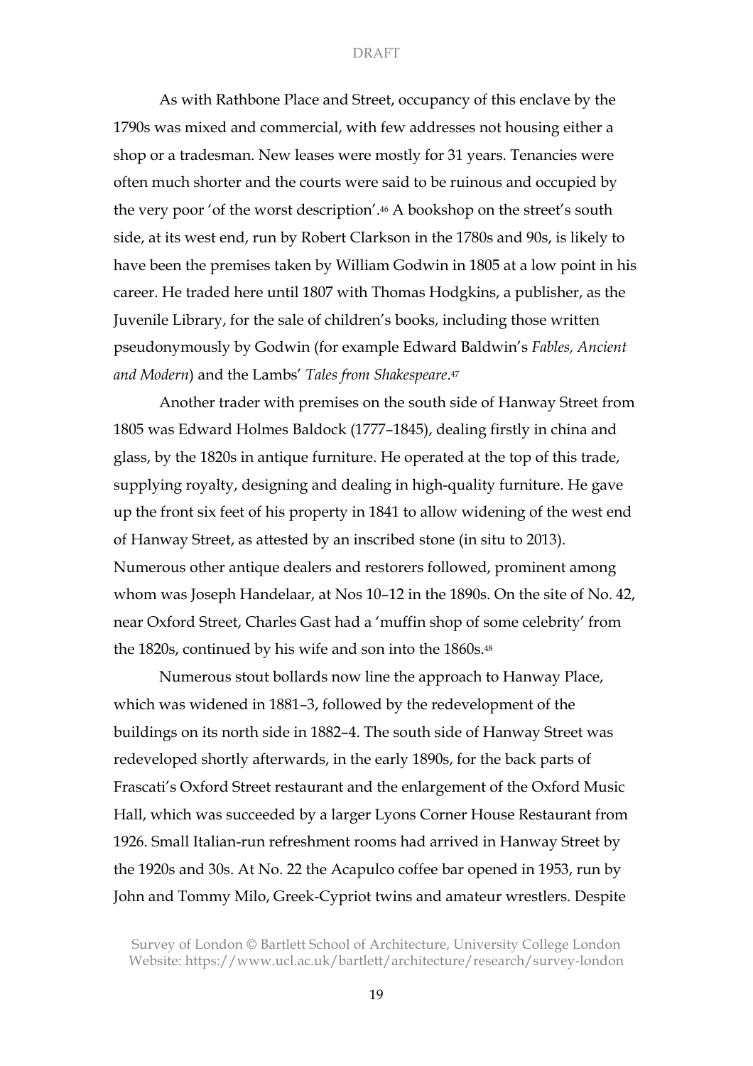As with Rathbone Place and Street, occupancy of this enclave by the 1790s was mixed and commercial, with few addresses not housing either a shop or a tradesman. New leases were mostly for 31 years. Tenancies were often much shorter and the courts were said to be ruinous and occupied by the very poor 'of the worst description'.[46] A bookshop on the street's south side, at its west end, run by Robert Clarkson in the 1780s and 90s, is likely to have been the premises taken by William Godwin in 1805 at a low point in his career. He traded here until 1807 with Thomas Hodgkins, a publisher, as the Juvenile Library, for the sale of children's books, including those written pseudonymously by Godwin (for example Edward Baldwin's *Fables, Ancient and Modern*) and the Lambs' *Tales from Shakespeare*.[47]

Another trader with premises on the south side of Hanway Street from 1805 was Edward Holmes Baldock (1777–1845), dealing firstly in china and glass, by the 1820s in antique furniture. He operated at the top of this trade, supplying royalty, designing and dealing in high-quality furniture. He gave up the front six feet of his property in 1841 to allow widening of the west end of Hanway Street, as attested by an inscribed stone (in situ to 2013). Numerous other antique dealers and restorers followed, prominent among whom was Joseph Handelaar, at Nos 10–12 in the 1890s. On the site of No. 42, near Oxford Street, Charles Gast had a 'muffin shop of some celebrity' from the 1820s, continued by his wife and son into the 1860s.[48]

Numerous stout bollards now line the approach to Hanway Place, which was widened in 1881–3, followed by the redevelopment of the buildings on its north side in 1882–4. The south side of Hanway Street was redeveloped shortly afterwards, in the early 1890s, for the back parts of Frascati's Oxford Street restaurant and the enlargement of the Oxford Music Hall, which was succeeded by a larger Lyons Corner House Restaurant from 1926. Small Italian-run refreshment rooms had arrived in Hanway Street by the 1920s and 30s. At No. 22 the Acapulco coffee bar opened in 1953, run by John and Tommy Milo, Greek-Cypriot twins and amateur wrestlers. Despite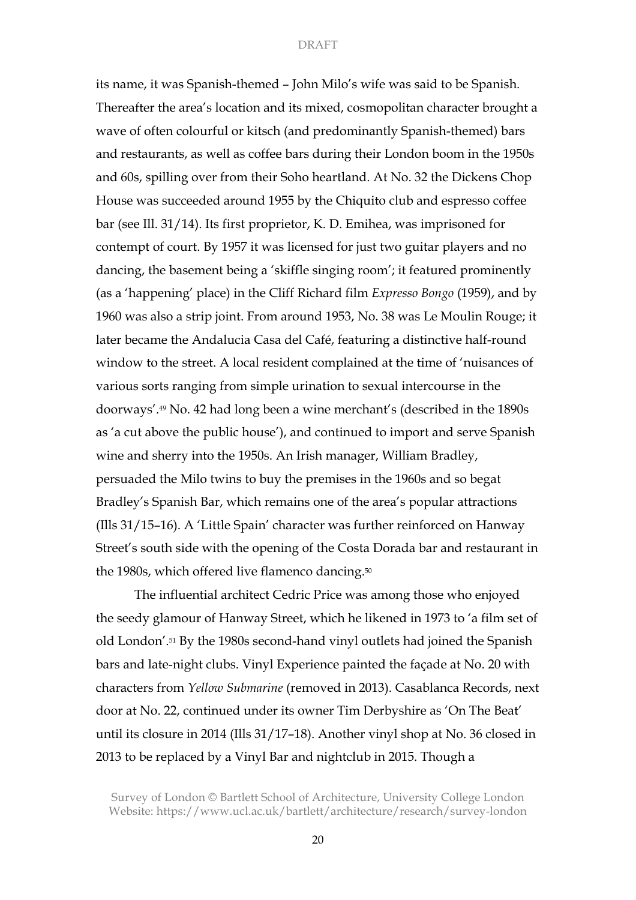its name, it was Spanish-themed – John Milo's wife was said to be Spanish. Thereafter the area's location and its mixed, cosmopolitan character brought a wave of often colourful or kitsch (and predominantly Spanish-themed) bars and restaurants, as well as coffee bars during their London boom in the 1950s and 60s, spilling over from their Soho heartland. At No. 32 the Dickens Chop House was succeeded around 1955 by the Chiquito club and espresso coffee bar (see Ill. 31/14). Its first proprietor, K. D. Emihea, was imprisoned for contempt of court. By 1957 it was licensed for just two guitar players and no dancing, the basement being a 'skiffle singing room'; it featured prominently (as a 'happening' place) in the Cliff Richard film *Expresso Bongo* (1959), and by 1960 was also a strip joint. From around 1953, No. 38 was Le Moulin Rouge; it later became the Andalucia Casa del Café, featuring a distinctive half-round window to the street. A local resident complained at the time of 'nuisances of various sorts ranging from simple urination to sexual intercourse in the doorways'.[49] No. 42 had long been a wine merchant's (described in the 1890s as 'a cut above the public house'), and continued to import and serve Spanish wine and sherry into the 1950s. An Irish manager, William Bradley, persuaded the Milo twins to buy the premises in the 1960s and so begat Bradley's Spanish Bar, which remains one of the area's popular attractions (Ills 31/15–16). A 'Little Spain' character was further reinforced on Hanway Street's south side with the opening of the Costa Dorada bar and restaurant in the 1980s, which offered live flamenco dancing.[50]

The influential architect Cedric Price was among those who enjoyed the seedy glamour of Hanway Street, which he likened in 1973 to 'a film set of old London'.[51] By the 1980s second-hand vinyl outlets had joined the Spanish bars and late-night clubs. Vinyl Experience painted the façade at No. 20 with characters from *Yellow Submarine* (removed in 2013). Casablanca Records, next door at No. 22, continued under its owner Tim Derbyshire as 'On The Beat' until its closure in 2014 (Ills 31/17–18). Another vinyl shop at No. 36 closed in 2013 to be replaced by a Vinyl Bar and nightclub in 2015. Though a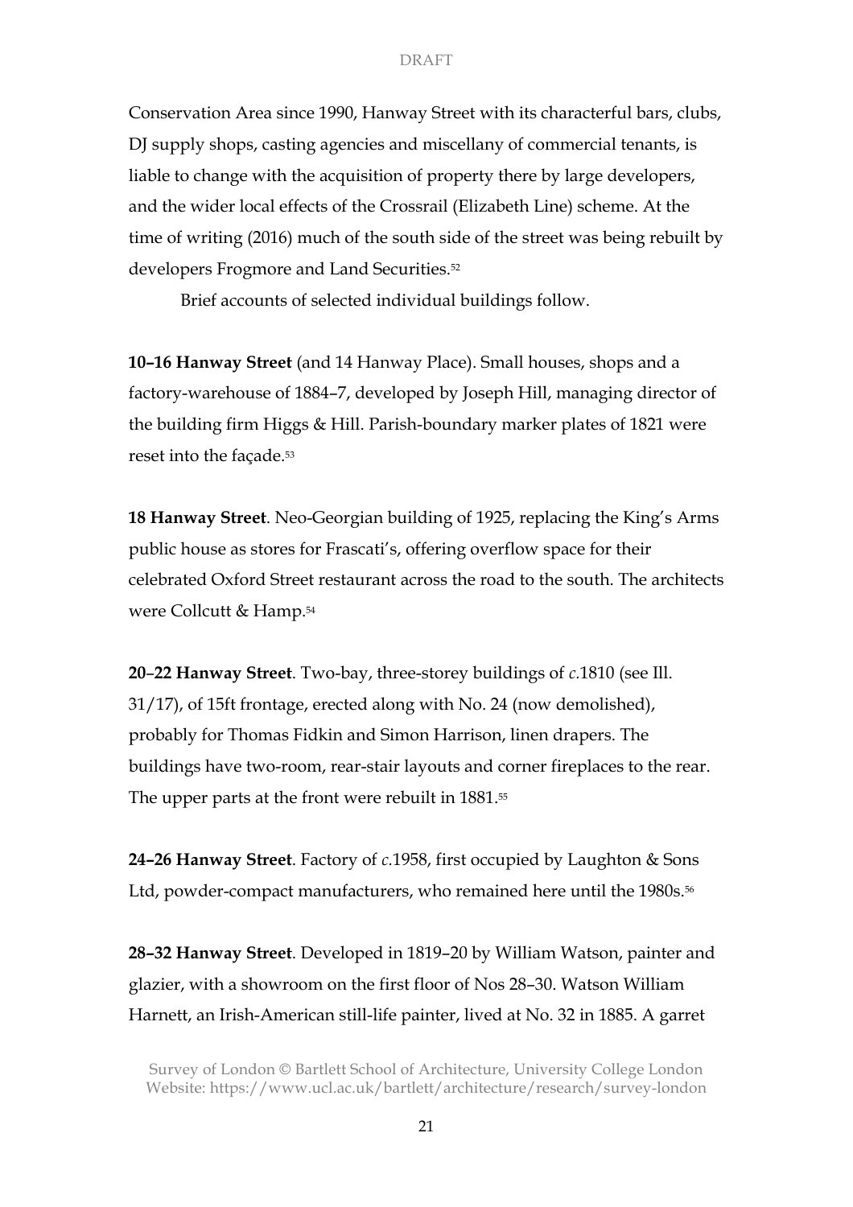Conservation Area since 1990, Hanway Street with its characterful bars, clubs, DJ supply shops, casting agencies and miscellany of commercial tenants, is liable to change with the acquisition of property there by large developers, and the wider local effects of the Crossrail (Elizabeth Line) scheme. At the time of writing (2016) much of the south side of the street was being rebuilt by developers Frogmore and Land Securities.[52]

Brief accounts of selected individual buildings follow.

**10–16 Hanway Street** (and 14 Hanway Place). Small houses, shops and a factory-warehouse of 1884–7, developed by Joseph Hill, managing director of the building firm Higgs & Hill. Parish-boundary marker plates of 1821 were reset into the façade.[53]

**18 Hanway Street**. Neo-Georgian building of 1925, replacing the King's Arms public house as stores for Frascati's, offering overflow space for their celebrated Oxford Street restaurant across the road to the south. The architects were Collcutt & Hamp.[54]

**20–22 Hanway Street**. Two-bay, three-storey buildings of *c.*1810 (see Ill. 31/17), of 15ft frontage, erected along with No. 24 (now demolished), probably for Thomas Fidkin and Simon Harrison, linen drapers. The buildings have two-room, rear-stair layouts and corner fireplaces to the rear. The upper parts at the front were rebuilt in 1881.[55]

**24–26 Hanway Street**. Factory of *c.*1958, first occupied by Laughton & Sons Ltd, powder-compact manufacturers, who remained here until the 1980s.[56]

**28–32 Hanway Street**. Developed in 1819–20 by William Watson, painter and glazier, with a showroom on the first floor of Nos 28–30. Watson William Harnett, an Irish-American still-life painter, lived at No. 32 in 1885. A garret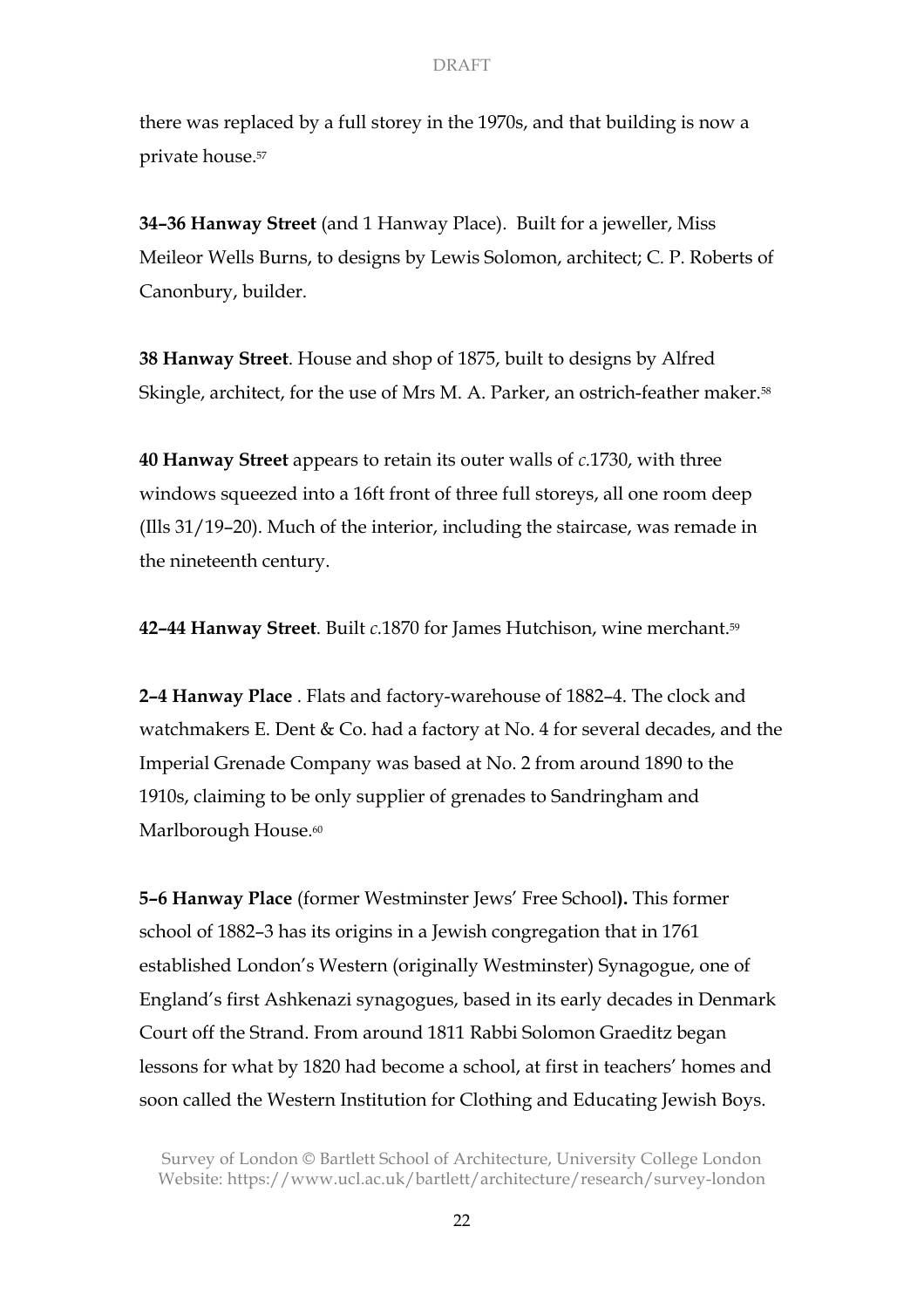there was replaced by a full storey in the 1970s, and that building is now a private house.[57]

**34–36 Hanway Street** (and 1 Hanway Place). Built for a jeweller, Miss Meileor Wells Burns, to designs by Lewis Solomon, architect; C. P. Roberts of Canonbury, builder.

**38 Hanway Street**. House and shop of 1875, built to designs by Alfred Skingle, architect, for the use of Mrs M. A. Parker, an ostrich-feather maker.[58]

**40 Hanway Street** appears to retain its outer walls of *c.*1730, with three windows squeezed into a 16ft front of three full storeys, all one room deep (Ills 31/19–20). Much of the interior, including the staircase, was remade in the nineteenth century.

**42–44 Hanway Street**. Built *c.*1870 for James Hutchison, wine merchant.[59]

**2–4 Hanway Place** . Flats and factory-warehouse of 1882–4. The clock and watchmakers E. Dent & Co. had a factory at No. 4 for several decades, and the Imperial Grenade Company was based at No. 2 from around 1890 to the 1910s, claiming to be only supplier of grenades to Sandringham and Marlborough House.[60]

**5–6 Hanway Place** (former Westminster Jews' Free School**).** This former school of 1882–3 has its origins in a Jewish congregation that in 1761 established London's Western (originally Westminster) Synagogue, one of England's first Ashkenazi synagogues, based in its early decades in Denmark Court off the Strand. From around 1811 Rabbi Solomon Graeditz began lessons for what by 1820 had become a school, at first in teachers' homes and soon called the Western Institution for Clothing and Educating Jewish Boys.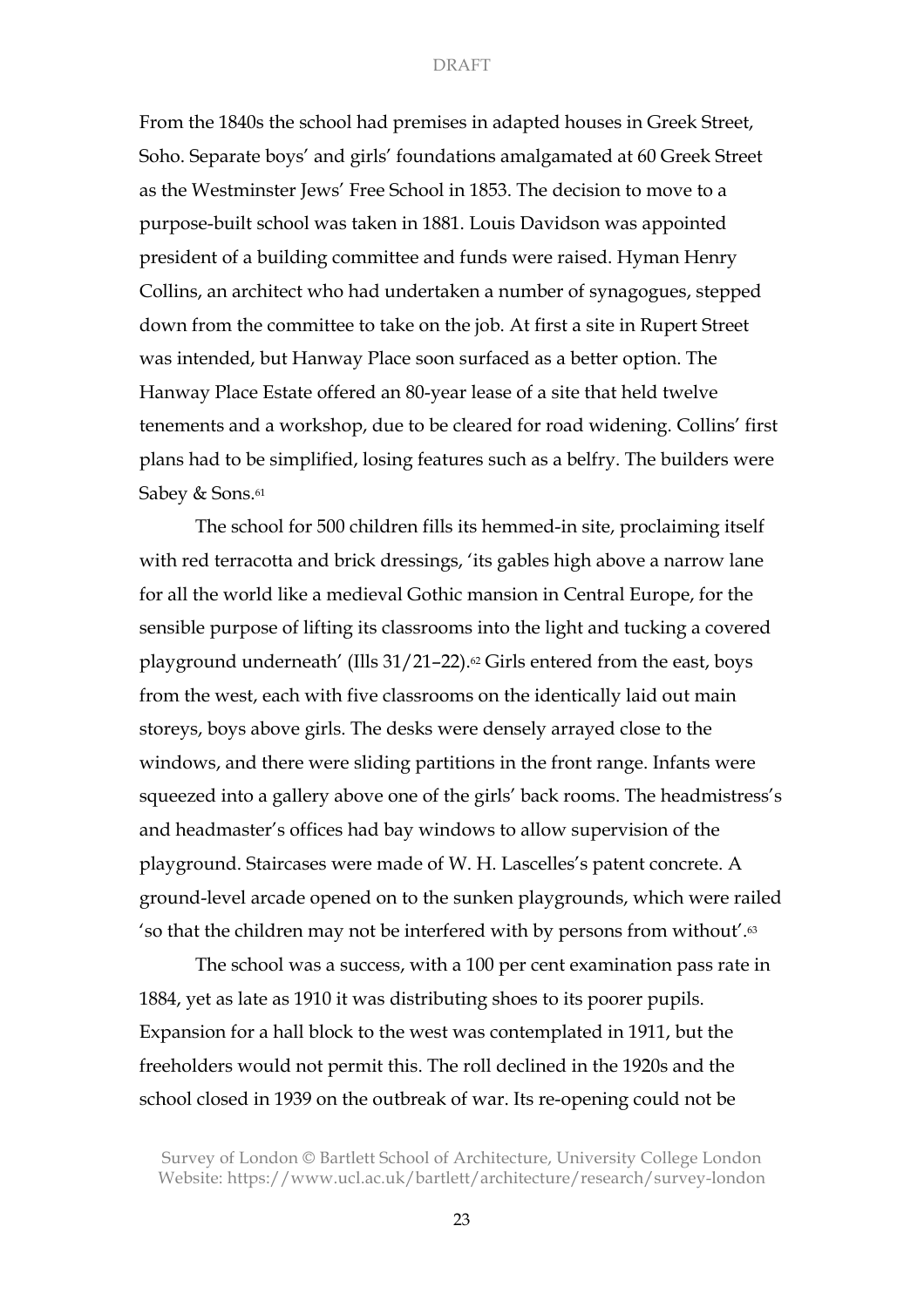From the 1840s the school had premises in adapted houses in Greek Street, Soho. Separate boys' and girls' foundations amalgamated at 60 Greek Street as the Westminster Jews' Free School in 1853. The decision to move to a purpose-built school was taken in 1881. Louis Davidson was appointed president of a building committee and funds were raised. Hyman Henry Collins, an architect who had undertaken a number of synagogues, stepped down from the committee to take on the job. At first a site in Rupert Street was intended, but Hanway Place soon surfaced as a better option. The Hanway Place Estate offered an 80-year lease of a site that held twelve tenements and a workshop, due to be cleared for road widening. Collins' first plans had to be simplified, losing features such as a belfry. The builders were Sabey & Sons.[61]

The school for 500 children fills its hemmed-in site, proclaiming itself with red terracotta and brick dressings, 'its gables high above a narrow lane for all the world like a medieval Gothic mansion in Central Europe, for the sensible purpose of lifting its classrooms into the light and tucking a covered playground underneath' (Ills 31/21–22).[62] Girls entered from the east, boys from the west, each with five classrooms on the identically laid out main storeys, boys above girls. The desks were densely arrayed close to the windows, and there were sliding partitions in the front range. Infants were squeezed into a gallery above one of the girls' back rooms. The headmistress's and headmaster's offices had bay windows to allow supervision of the playground. Staircases were made of W. H. Lascelles's patent concrete. A ground-level arcade opened on to the sunken playgrounds, which were railed 'so that the children may not be interfered with by persons from without'.[63]

The school was a success, with a 100 per cent examination pass rate in 1884, yet as late as 1910 it was distributing shoes to its poorer pupils. Expansion for a hall block to the west was contemplated in 1911, but the freeholders would not permit this. The roll declined in the 1920s and the school closed in 1939 on the outbreak of war. Its re-opening could not be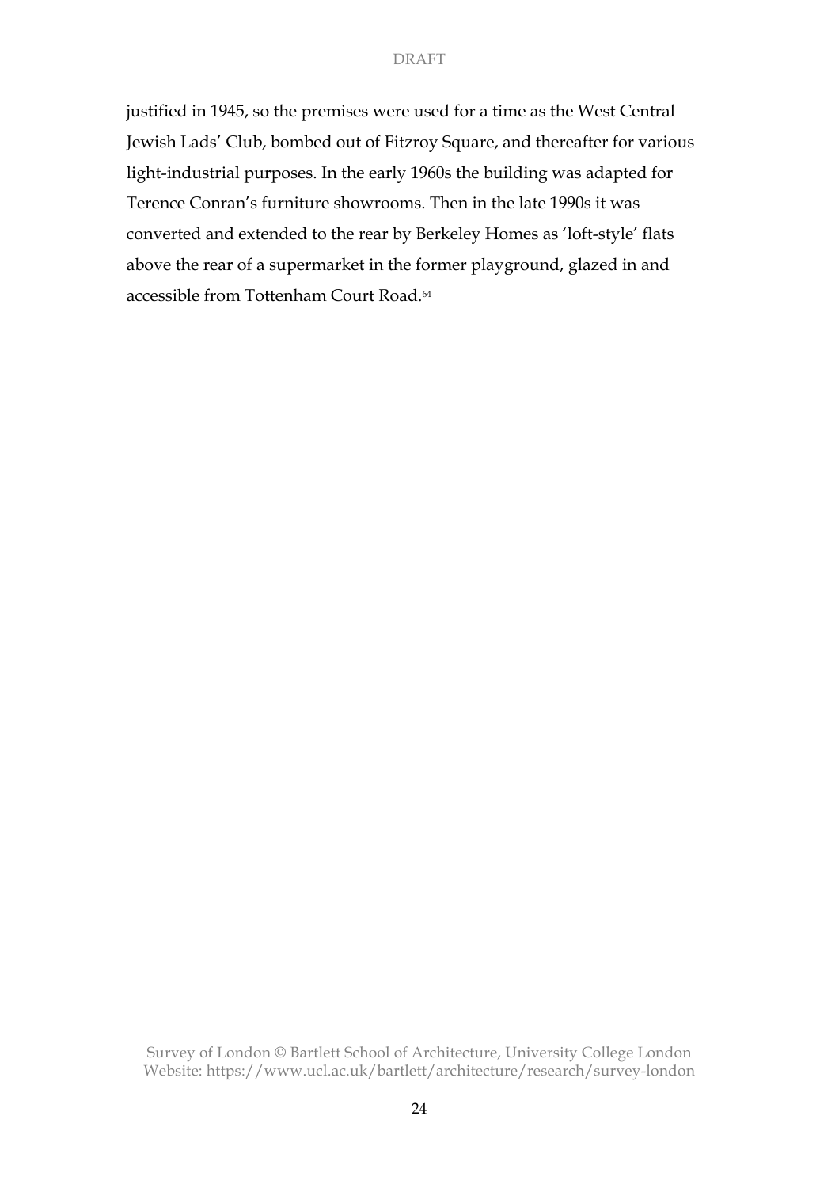justified in 1945, so the premises were used for a time as the West Central Jewish Lads' Club, bombed out of Fitzroy Square, and thereafter for various light-industrial purposes. In the early 1960s the building was adapted for Terence Conran's furniture showrooms. Then in the late 1990s it was converted and extended to the rear by Berkeley Homes as 'loft-style' flats above the rear of a supermarket in the former playground, glazed in and accessible from Tottenham Court Road.[64]